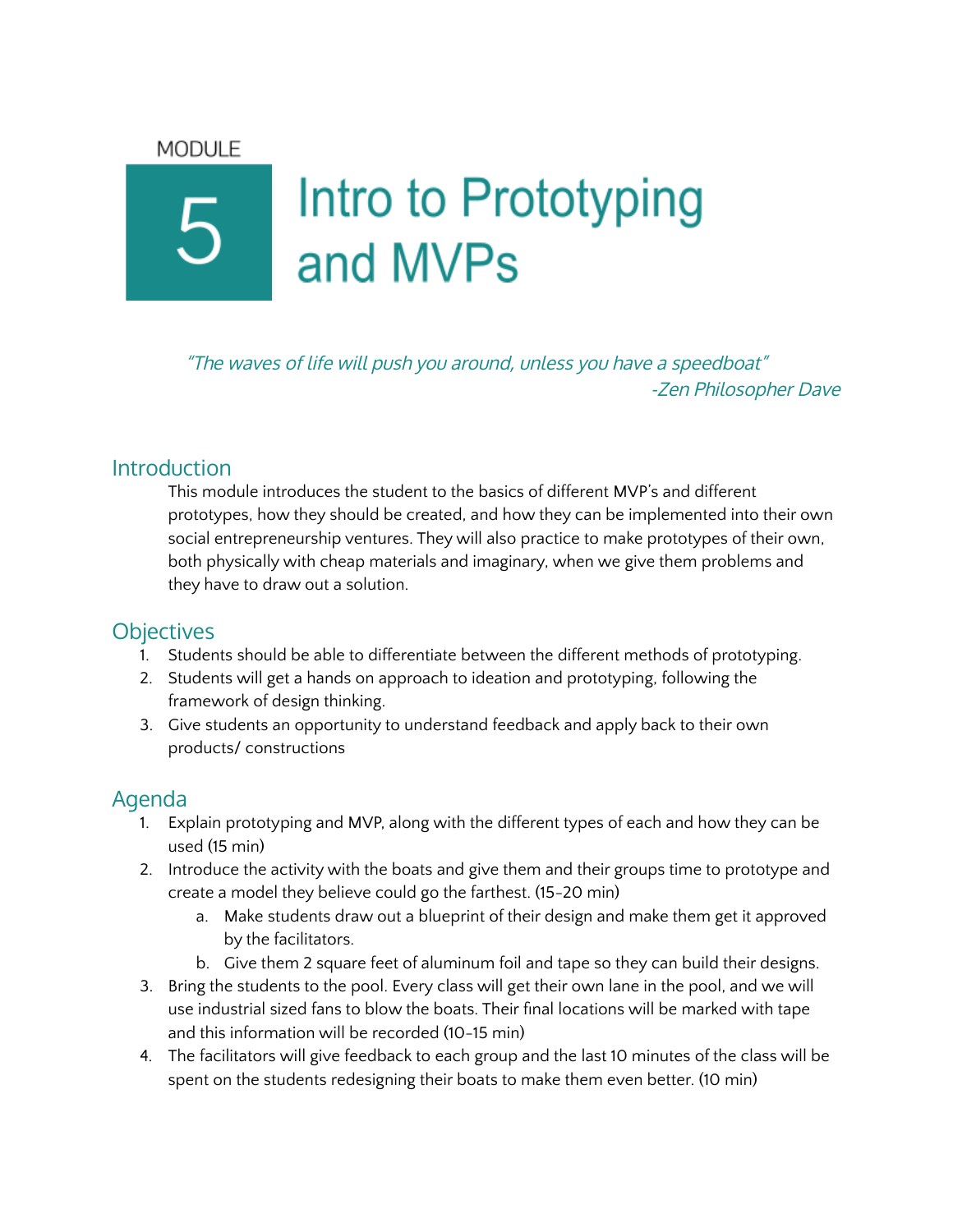MODULE

# 5 Intro to Prototyping and MVPs

*"The waves of life will push you around, unless you have a speedboat"*
*-Zen Philosopher Dave*

## Introduction

This module introduces the student to the basics of different MVP's and different prototypes, how they should be created, and how they can be implemented into their own social entrepreneurship ventures. They will also practice to make prototypes of their own, both physically with cheap materials and imaginary, when we give them problems and they have to draw out a solution.

## Objectives

1. Students should be able to differentiate between the different methods of prototyping.
2. Students will get a hands on approach to ideation and prototyping, following the framework of design thinking.
3. Give students an opportunity to understand feedback and apply back to their own products/ constructions

## Agenda

1. Explain prototyping and MVP, along with the different types of each and how they can be used (15 min)
2. Introduce the activity with the boats and give them and their groups time to prototype and create a model they believe could go the farthest. (15-20 min)
   a. Make students draw out a blueprint of their design and make them get it approved by the facilitators.
   b. Give them 2 square feet of aluminum foil and tape so they can build their designs.
3. Bring the students to the pool. Every class will get their own lane in the pool, and we will use industrial sized fans to blow the boats. Their final locations will be marked with tape and this information will be recorded (10-15 min)
4. The facilitators will give feedback to each group and the last 10 minutes of the class will be spent on the students redesigning their boats to make them even better. (10 min)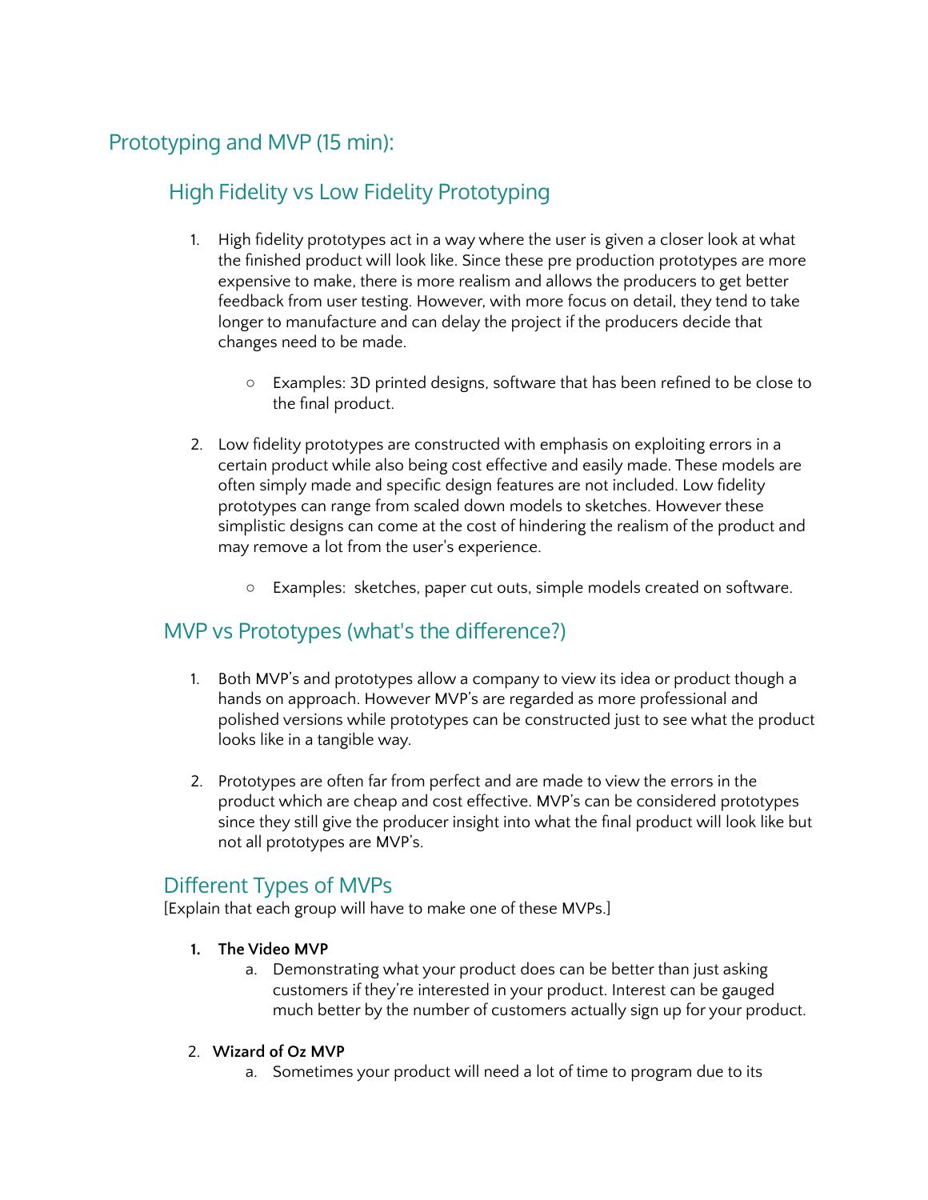## Prototyping and MVP (15 min):

### High Fidelity vs Low Fidelity Prototyping

1. High fidelity prototypes act in a way where the user is given a closer look at what the finished product will look like. Since these pre production prototypes are more expensive to make, there is more realism and allows the producers to get better feedback from user testing. However, with more focus on detail, they tend to take longer to manufacture and can delay the project if the producers decide that changes need to be made.
    - Examples: 3D printed designs, software that has been refined to be close to the final product.
2. Low fidelity prototypes are constructed with emphasis on exploiting errors in a certain product while also being cost effective and easily made. These models are often simply made and specific design features are not included. Low fidelity prototypes can range from scaled down models to sketches. However these simplistic designs can come at the cost of hindering the realism of the product and may remove a lot from the user's experience.
    - Examples: sketches, paper cut outs, simple models created on software.

### MVP vs Prototypes (what's the difference?)

1. Both MVP's and prototypes allow a company to view its idea or product though a hands on approach. However MVP's are regarded as more professional and polished versions while prototypes can be constructed just to see what the product looks like in a tangible way.
2. Prototypes are often far from perfect and are made to view the errors in the product which are cheap and cost effective. MVP's can be considered prototypes since they still give the producer insight into what the final product will look like but not all prototypes are MVP's.

### Different Types of MVPs

[Explain that each group will have to make one of these MVPs.]

1. **The Video MVP**
    a. Demonstrating what your product does can be better than just asking customers if they're interested in your product. Interest can be gauged much better by the number of customers actually sign up for your product.
2. **Wizard of Oz MVP**
    a. Sometimes your product will need a lot of time to program due to its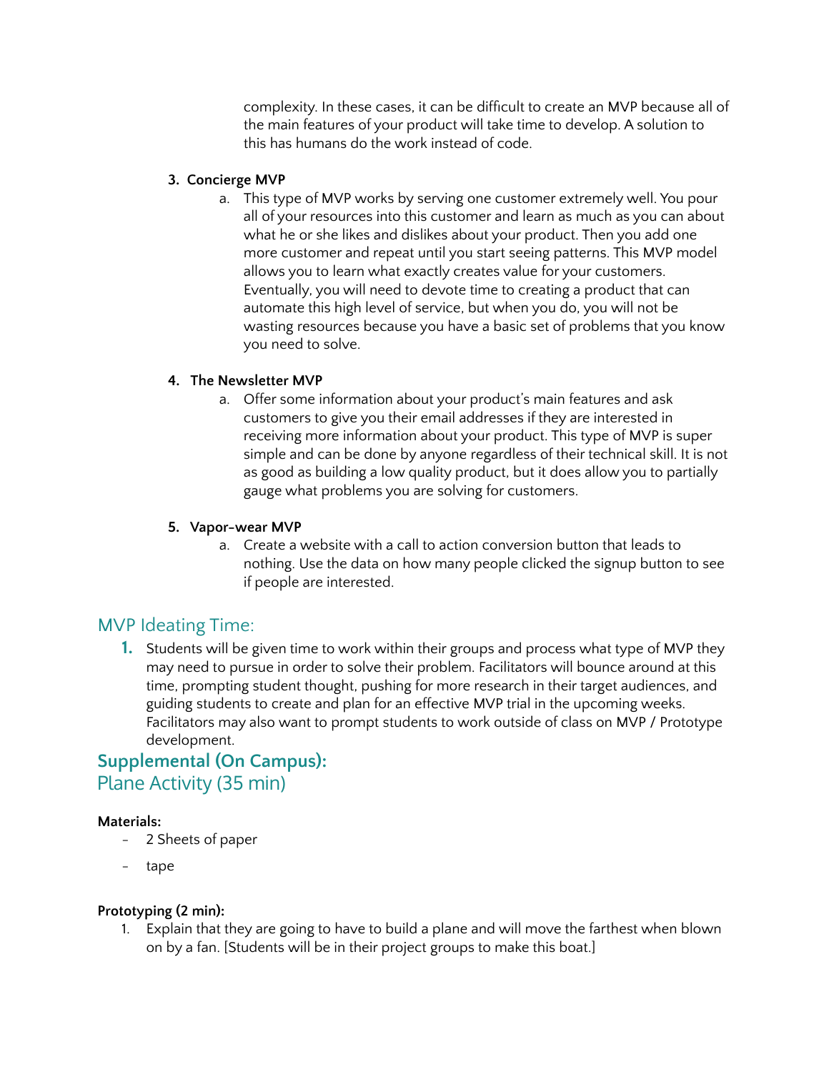complexity. In these cases, it can be difficult to create an MVP because all of the main features of your product will take time to develop. A solution to this has humans do the work instead of code.

3. **Concierge MVP**
   a. This type of MVP works by serving one customer extremely well. You pour all of your resources into this customer and learn as much as you can about what he or she likes and dislikes about your product. Then you add one more customer and repeat until you start seeing patterns. This MVP model allows you to learn what exactly creates value for your customers. Eventually, you will need to devote time to creating a product that can automate this high level of service, but when you do, you will not be wasting resources because you have a basic set of problems that you know you need to solve.

4. **The Newsletter MVP**
   a. Offer some information about your product's main features and ask customers to give you their email addresses if they are interested in receiving more information about your product. This type of MVP is super simple and can be done by anyone regardless of their technical skill. It is not as good as building a low quality product, but it does allow you to partially gauge what problems you are solving for customers.

5. **Vapor-wear MVP**
   a. Create a website with a call to action conversion button that leads to nothing. Use the data on how many people clicked the signup button to see if people are interested.

## MVP Ideating Time:

1. Students will be given time to work within their groups and process what type of MVP they may need to pursue in order to solve their problem. Facilitators will bounce around at this time, prompting student thought, pushing for more research in their target audiences, and guiding students to create and plan for an effective MVP trial in the upcoming weeks. Facilitators may also want to prompt students to work outside of class on MVP / Prototype development.

## Supplemental (On Campus):
## Plane Activity (35 min)

**Materials:**
- 2 Sheets of paper
- tape

**Prototyping (2 min):**
1. Explain that they are going to have to build a plane and will move the farthest when blown on by a fan. [Students will be in their project groups to make this boat.]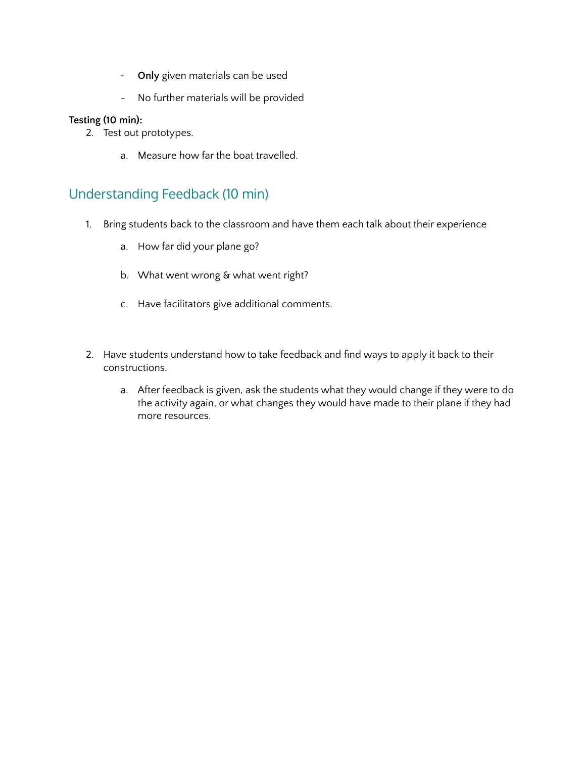- **Only** given materials can be used
- No further materials will be provided

**Testing (10 min):**

2. Test out prototypes.
   a. Measure how far the boat travelled.

## Understanding Feedback (10 min)

1. Bring students back to the classroom and have them each talk about their experience
   a. How far did your plane go?
   b. What went wrong & what went right?
   c. Have facilitators give additional comments.

2. Have students understand how to take feedback and find ways to apply it back to their constructions.
   a. After feedback is given, ask the students what they would change if they were to do the activity again, or what changes they would have made to their plane if they had more resources.